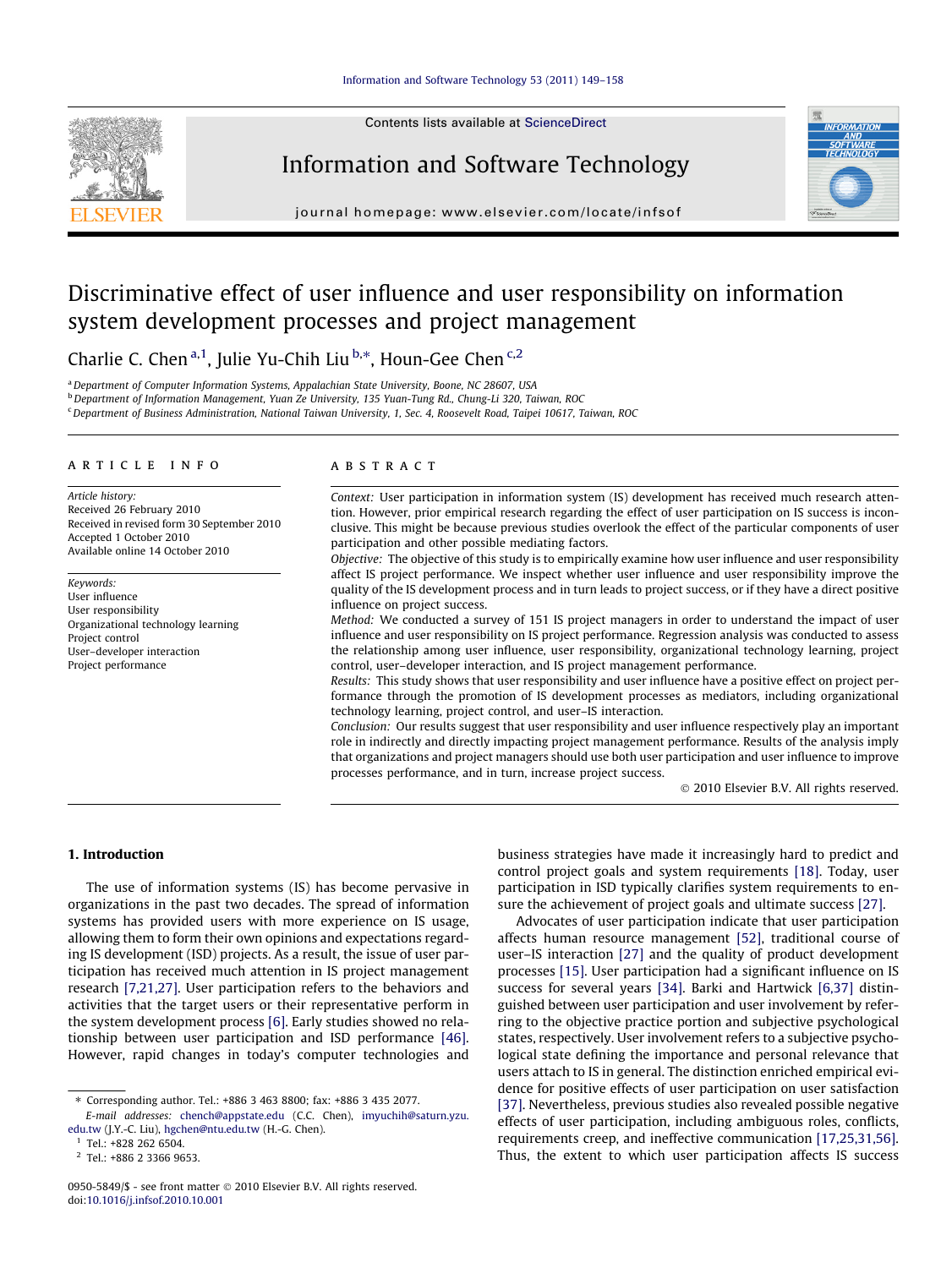# Discriminative effect of user influence and user responsibility on information system development processes and project management

Charlie C. Chen [a,1], Julie Yu-Chih Liu [b,*], Houn-Gee Chen [c,2]

[a] Department of Computer Information Systems, Appalachian State University, Boone, NC 28607, USA
[b] Department of Information Management, Yuan Ze University, 135 Yuan-Tung Rd., Chung-Li 320, Taiwan, ROC
[c] Department of Business Administration, National Taiwan University, 1, Sec. 4, Roosevelt Road, Taipei 10617, Taiwan, ROC

## ARTICLE INFO

*Article history:*
Received 26 February 2010
Received in revised form 30 September 2010
Accepted 1 October 2010
Available online 14 October 2010

*Keywords:*
User influence
User responsibility
Organizational technology learning
Project control
User–developer interaction
Project performance

## ABSTRACT

*Context:* User participation in information system (IS) development has received much research attention. However, prior empirical research regarding the effect of user participation on IS success is inconclusive. This might be because previous studies overlook the effect of the particular components of user participation and other possible mediating factors.

*Objective:* The objective of this study is to empirically examine how user influence and user responsibility affect IS project performance. We inspect whether user influence and user responsibility improve the quality of the IS development process and in turn leads to project success, or if they have a direct positive influence on project success.

*Method:* We conducted a survey of 151 IS project managers in order to understand the impact of user influence and user responsibility on IS project performance. Regression analysis was conducted to assess the relationship among user influence, user responsibility, organizational technology learning, project control, user–developer interaction, and IS project management performance.

*Results:* This study shows that user responsibility and user influence have a positive effect on project performance through the promotion of IS development processes as mediators, including organizational technology learning, project control, and user–IS interaction.

*Conclusion:* Our results suggest that user responsibility and user influence respectively play an important role in indirectly and directly impacting project management performance. Results of the analysis imply that organizations and project managers should use both user participation and user influence to improve processes performance, and in turn, increase project success.

© 2010 Elsevier B.V. All rights reserved.

## 1. Introduction

The use of information systems (IS) has become pervasive in organizations in the past two decades. The spread of information systems has provided users with more experience on IS usage, allowing them to form their own opinions and expectations regarding IS development (ISD) projects. As a result, the issue of user participation has received much attention in IS project management research [7,21,27]. User participation refers to the behaviors and activities that the target users or their representative perform in the system development process [6]. Early studies showed no relationship between user participation and ISD performance [46]. However, rapid changes in today's computer technologies and business strategies have made it increasingly hard to predict and control project goals and system requirements [18]. Today, user participation in ISD typically clarifies system requirements to ensure the achievement of project goals and ultimate success [27].

Advocates of user participation indicate that user participation affects human resource management [52], traditional course of user–IS interaction [27] and the quality of product development processes [15]. User participation had a significant influence on IS success for several years [34]. Barki and Hartwick [6,37] distinguished between user participation and user involvement by referring to the objective practice portion and subjective psychological states, respectively. User involvement refers to a subjective psychological state defining the importance and personal relevance that users attach to IS in general. The distinction enriched empirical evidence for positive effects of user participation on user satisfaction [37]. Nevertheless, previous studies also revealed possible negative effects of user participation, including ambiguous roles, conflicts, requirements creep, and ineffective communication [17,25,31,56]. Thus, the extent to which user participation affects IS success

---

* Corresponding author. Tel.: +886 3 463 8800; fax: +886 3 435 2077.
E-mail addresses: chench@appstate.edu (C.C. Chen), imyuchih@saturn.yzu.edu.tw (J.Y.-C. Liu), hgchen@ntu.edu.tw (H.-G. Chen).
[1] Tel.: +828 262 6504.
[2] Tel.: +886 2 3366 9653.

0950-5849/$ - see front matter © 2010 Elsevier B.V. All rights reserved.
doi:10.1016/j.infsof.2010.10.001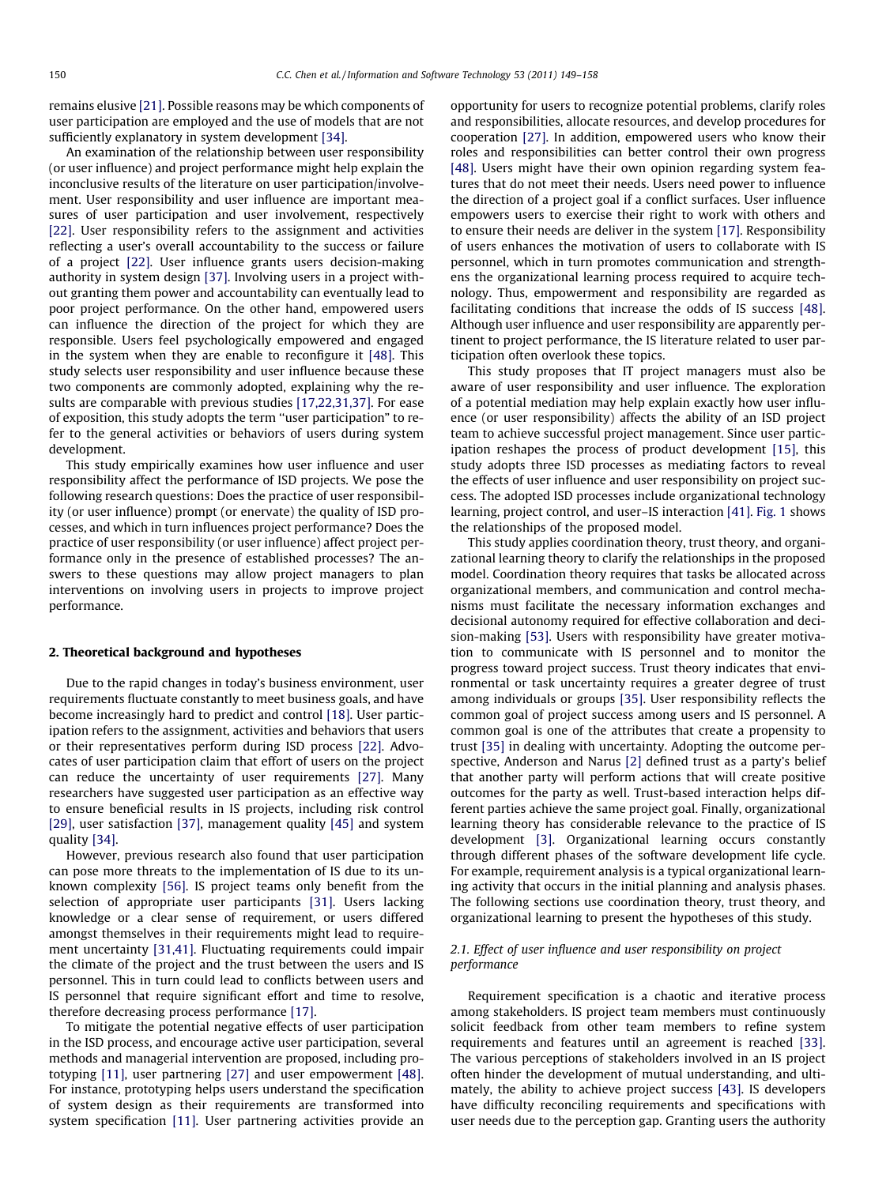remains elusive [21]. Possible reasons may be which components of user participation are employed and the use of models that are not sufficiently explanatory in system development [34].

An examination of the relationship between user responsibility (or user influence) and project performance might help explain the inconclusive results of the literature on user participation/involvement. User responsibility and user influence are important measures of user participation and user involvement, respectively [22]. User responsibility refers to the assignment and activities reflecting a user's overall accountability to the success or failure of a project [22]. User influence grants users decision-making authority in system design [37]. Involving users in a project without granting them power and accountability can eventually lead to poor project performance. On the other hand, empowered users can influence the direction of the project for which they are responsible. Users feel psychologically empowered and engaged in the system when they are enable to reconfigure it [48]. This study selects user responsibility and user influence because these two components are commonly adopted, explaining why the results are comparable with previous studies [17,22,31,37]. For ease of exposition, this study adopts the term "user participation" to refer to the general activities or behaviors of users during system development.

This study empirically examines how user influence and user responsibility affect the performance of ISD projects. We pose the following research questions: Does the practice of user responsibility (or user influence) prompt (or enervate) the quality of ISD processes, and which in turn influences project performance? Does the practice of user responsibility (or user influence) affect project performance only in the presence of established processes? The answers to these questions may allow project managers to plan interventions on involving users in projects to improve project performance.

## 2. Theoretical background and hypotheses

Due to the rapid changes in today's business environment, user requirements fluctuate constantly to meet business goals, and have become increasingly hard to predict and control [18]. User participation refers to the assignment, activities and behaviors that users or their representatives perform during ISD process [22]. Advocates of user participation claim that effort of users on the project can reduce the uncertainty of user requirements [27]. Many researchers have suggested user participation as an effective way to ensure beneficial results in IS projects, including risk control [29], user satisfaction [37], management quality [45] and system quality [34].

However, previous research also found that user participation can pose more threats to the implementation of IS due to its unknown complexity [56]. IS project teams only benefit from the selection of appropriate user participants [31]. Users lacking knowledge or a clear sense of requirement, or users differed amongst themselves in their requirements might lead to requirement uncertainty [31,41]. Fluctuating requirements could impair the climate of the project and the trust between the users and IS personnel. This in turn could lead to conflicts between users and IS personnel that require significant effort and time to resolve, therefore decreasing process performance [17].

To mitigate the potential negative effects of user participation in the ISD process, and encourage active user participation, several methods and managerial intervention are proposed, including prototyping [11], user partnering [27] and user empowerment [48]. For instance, prototyping helps users understand the specification of system design as their requirements are transformed into system specification [11]. User partnering activities provide an opportunity for users to recognize potential problems, clarify roles and responsibilities, allocate resources, and develop procedures for cooperation [27]. In addition, empowered users who know their roles and responsibilities can better control their own progress [48]. Users might have their own opinion regarding system features that do not meet their needs. Users need power to influence the direction of a project goal if a conflict surfaces. User influence empowers users to exercise their right to work with others and to ensure their needs are deliver in the system [17]. Responsibility of users enhances the motivation of users to collaborate with IS personnel, which in turn promotes communication and strengthens the organizational learning process required to acquire technology. Thus, empowerment and responsibility are regarded as facilitating conditions that increase the odds of IS success [48]. Although user influence and user responsibility are apparently pertinent to project performance, the IS literature related to user participation often overlook these topics.

This study proposes that IT project managers must also be aware of user responsibility and user influence. The exploration of a potential mediation may help explain exactly how user influence (or user responsibility) affects the ability of an ISD project team to achieve successful project management. Since user participation reshapes the process of product development [15], this study adopts three ISD processes as mediating factors to reveal the effects of user influence and user responsibility on project success. The adopted ISD processes include organizational technology learning, project control, and user–IS interaction [41]. Fig. 1 shows the relationships of the proposed model.

This study applies coordination theory, trust theory, and organizational learning theory to clarify the relationships in the proposed model. Coordination theory requires that tasks be allocated across organizational members, and communication and control mechanisms must facilitate the necessary information exchanges and decisional autonomy required for effective collaboration and decision-making [53]. Users with responsibility have greater motivation to communicate with IS personnel and to monitor the progress toward project success. Trust theory indicates that environmental or task uncertainty requires a greater degree of trust among individuals or groups [35]. User responsibility reflects the common goal of project success among users and IS personnel. A common goal is one of the attributes that create a propensity to trust [35] in dealing with uncertainty. Adopting the outcome perspective, Anderson and Narus [2] defined trust as a party's belief that another party will perform actions that will create positive outcomes for the party as well. Trust-based interaction helps different parties achieve the same project goal. Finally, organizational learning theory has considerable relevance to the practice of IS development [3]. Organizational learning occurs constantly through different phases of the software development life cycle. For example, requirement analysis is a typical organizational learning activity that occurs in the initial planning and analysis phases. The following sections use coordination theory, trust theory, and organizational learning to present the hypotheses of this study.

### 2.1. Effect of user influence and user responsibility on project performance

Requirement specification is a chaotic and iterative process among stakeholders. IS project team members must continuously solicit feedback from other team members to refine system requirements and features until an agreement is reached [33]. The various perceptions of stakeholders involved in an IS project often hinder the development of mutual understanding, and ultimately, the ability to achieve project success [43]. IS developers have difficulty reconciling requirements and specifications with user needs due to the perception gap. Granting users the authority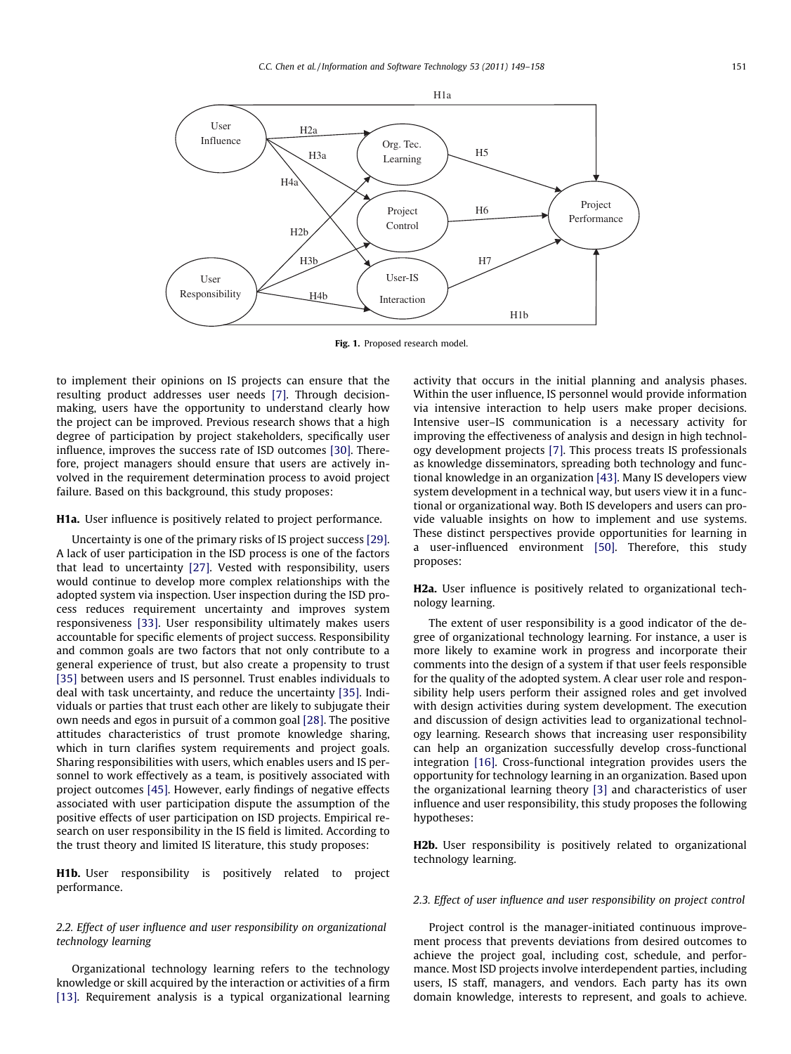H1a

User Influence

H2a

H3a

H4a

Org. Tec. Learning

H5

Project Control

H6

Project Performance

H2b

H3b

User Responsibility

H4b

User-IS Interaction

H7

H1b

Fig. 1. Proposed research model.

to implement their opinions on IS projects can ensure that the resulting product addresses user needs [7]. Through decision-making, users have the opportunity to understand clearly how the project can be improved. Previous research shows that a high degree of participation by project stakeholders, specifically user influence, improves the success rate of ISD outcomes [30]. Therefore, project managers should ensure that users are actively involved in the requirement determination process to avoid project failure. Based on this background, this study proposes:

**H1a.** User influence is positively related to project performance.

Uncertainty is one of the primary risks of IS project success [29]. A lack of user participation in the ISD process is one of the factors that lead to uncertainty [27]. Vested with responsibility, users would continue to develop more complex relationships with the adopted system via inspection. User inspection during the ISD process reduces requirement uncertainty and improves system responsiveness [33]. User responsibility ultimately makes users accountable for specific elements of project success. Responsibility and common goals are two factors that not only contribute to a general experience of trust, but also create a propensity to trust [35] between users and IS personnel. Trust enables individuals to deal with task uncertainty, and reduce the uncertainty [35]. Individuals or parties that trust each other are likely to subjugate their own needs and egos in pursuit of a common goal [28]. The positive attitudes characteristics of trust promote knowledge sharing, which in turn clarifies system requirements and project goals. Sharing responsibilities with users, which enables users and IS personnel to work effectively as a team, is positively associated with project outcomes [45]. However, early findings of negative effects associated with user participation dispute the assumption of the positive effects of user participation on ISD projects. Empirical research on user responsibility in the IS field is limited. According to the trust theory and limited IS literature, this study proposes:

**H1b.** User responsibility is positively related to project performance.

### 2.2. Effect of user influence and user responsibility on organizational technology learning

Organizational technology learning refers to the technology knowledge or skill acquired by the interaction or activities of a firm [13]. Requirement analysis is a typical organizational learning activity that occurs in the initial planning and analysis phases. Within the user influence, IS personnel would provide information via intensive interaction to help users make proper decisions. Intensive user–IS communication is a necessary activity for improving the effectiveness of analysis and design in high technology development projects [7]. This process treats IS professionals as knowledge disseminators, spreading both technology and functional knowledge in an organization [43]. Many IS developers view system development in a technical way, but users view it in a functional or organizational way. Both IS developers and users can provide valuable insights on how to implement and use systems. These distinct perspectives provide opportunities for learning in a user-influenced environment [50]. Therefore, this study proposes:

**H2a.** User influence is positively related to organizational technology learning.

The extent of user responsibility is a good indicator of the degree of organizational technology learning. For instance, a user is more likely to examine work in progress and incorporate their comments into the design of a system if that user feels responsible for the quality of the adopted system. A clear user role and responsibility help users perform their assigned roles and get involved with design activities during system development. The execution and discussion of design activities lead to organizational technology learning. Research shows that increasing user responsibility can help an organization successfully develop cross-functional integration [16]. Cross-functional integration provides users the opportunity for technology learning in an organization. Based upon the organizational learning theory [3] and characteristics of user influence and user responsibility, this study proposes the following hypotheses:

**H2b.** User responsibility is positively related to organizational technology learning.

### 2.3. Effect of user influence and user responsibility on project control

Project control is the manager-initiated continuous improvement process that prevents deviations from desired outcomes to achieve the project goal, including cost, schedule, and performance. Most ISD projects involve interdependent parties, including users, IS staff, managers, and vendors. Each party has its own domain knowledge, interests to represent, and goals to achieve.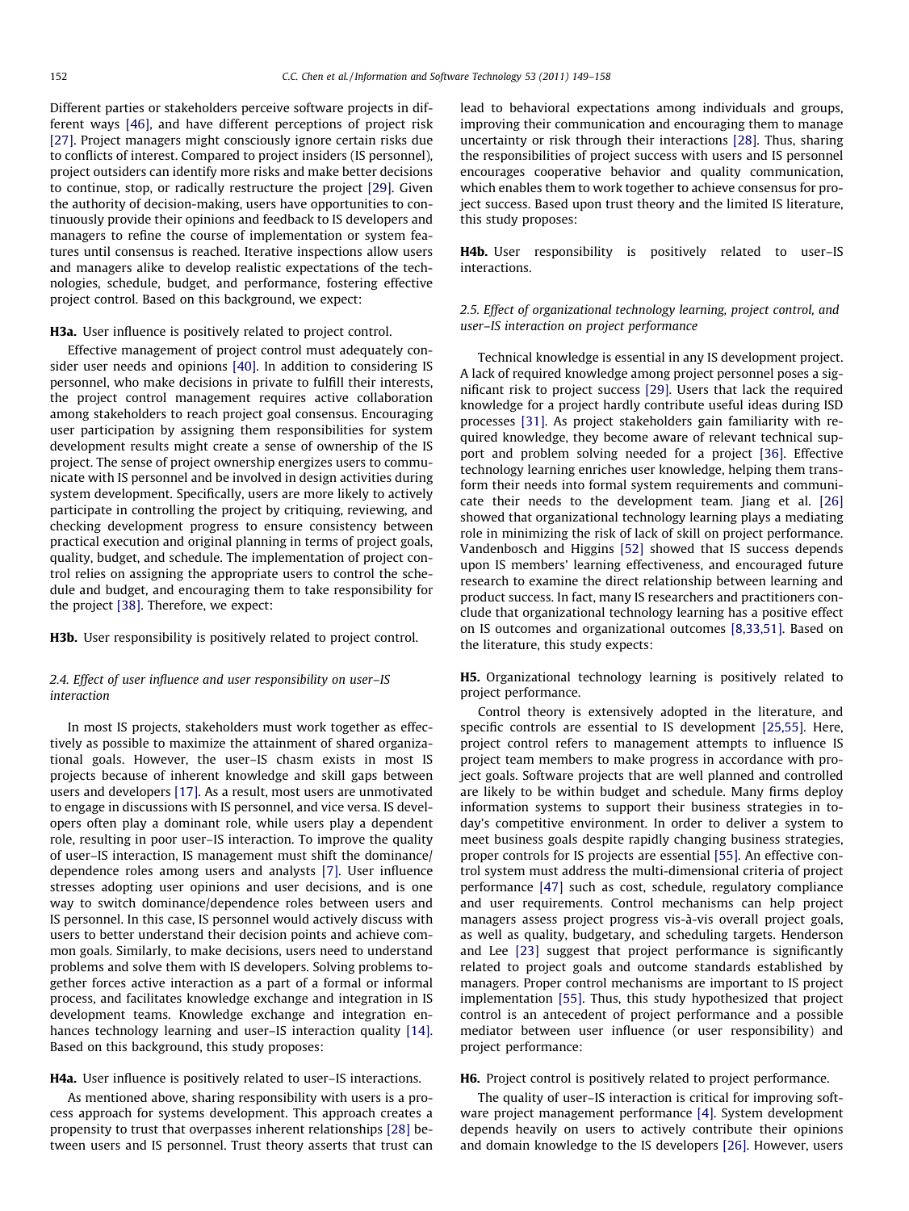Different parties or stakeholders perceive software projects in different ways [46], and have different perceptions of project risk [27]. Project managers might consciously ignore certain risks due to conflicts of interest. Compared to project insiders (IS personnel), project outsiders can identify more risks and make better decisions to continue, stop, or radically restructure the project [29]. Given the authority of decision-making, users have opportunities to continuously provide their opinions and feedback to IS developers and managers to refine the course of implementation or system features until consensus is reached. Iterative inspections allow users and managers alike to develop realistic expectations of the technologies, schedule, budget, and performance, fostering effective project control. Based on this background, we expect:

**H3a.** User influence is positively related to project control.

Effective management of project control must adequately consider user needs and opinions [40]. In addition to considering IS personnel, who make decisions in private to fulfill their interests, the project control management requires active collaboration among stakeholders to reach project goal consensus. Encouraging user participation by assigning them responsibilities for system development results might create a sense of ownership of the IS project. The sense of project ownership energizes users to communicate with IS personnel and be involved in design activities during system development. Specifically, users are more likely to actively participate in controlling the project by critiquing, reviewing, and checking development progress to ensure consistency between practical execution and original planning in terms of project goals, quality, budget, and schedule. The implementation of project control relies on assigning the appropriate users to control the schedule and budget, and encouraging them to take responsibility for the project [38]. Therefore, we expect:

**H3b.** User responsibility is positively related to project control.

### 2.4. Effect of user influence and user responsibility on user–IS interaction

In most IS projects, stakeholders must work together as effectively as possible to maximize the attainment of shared organizational goals. However, the user–IS chasm exists in most IS projects because of inherent knowledge and skill gaps between users and developers [17]. As a result, most users are unmotivated to engage in discussions with IS personnel, and vice versa. IS developers often play a dominant role, while users play a dependent role, resulting in poor user–IS interaction. To improve the quality of user–IS interaction, IS management must shift the dominance/dependence roles among users and analysts [7]. User influence stresses adopting user opinions and user decisions, and is one way to switch dominance/dependence roles between users and IS personnel. In this case, IS personnel would actively discuss with users to better understand their decision points and achieve common goals. Similarly, to make decisions, users need to understand problems and solve them with IS developers. Solving problems together forces active interaction as a part of a formal or informal process, and facilitates knowledge exchange and integration in IS development teams. Knowledge exchange and integration enhances technology learning and user–IS interaction quality [14]. Based on this background, this study proposes:

**H4a.** User influence is positively related to user–IS interactions.

As mentioned above, sharing responsibility with users is a process approach for systems development. This approach creates a propensity to trust that overpasses inherent relationships [28] between users and IS personnel. Trust theory asserts that trust can lead to behavioral expectations among individuals and groups, improving their communication and encouraging them to manage uncertainty or risk through their interactions [28]. Thus, sharing the responsibilities of project success with users and IS personnel encourages cooperative behavior and quality communication, which enables them to work together to achieve consensus for project success. Based upon trust theory and the limited IS literature, this study proposes:

**H4b.** User responsibility is positively related to user–IS interactions.

### 2.5. Effect of organizational technology learning, project control, and user–IS interaction on project performance

Technical knowledge is essential in any IS development project. A lack of required knowledge among project personnel poses a significant risk to project success [29]. Users that lack the required knowledge for a project hardly contribute useful ideas during ISD processes [31]. As project stakeholders gain familiarity with required knowledge, they become aware of relevant technical support and problem solving needed for a project [36]. Effective technology learning enriches user knowledge, helping them transform their needs into formal system requirements and communicate their needs to the development team. Jiang et al. [26] showed that organizational technology learning plays a mediating role in minimizing the risk of lack of skill on project performance. Vandenbosch and Higgins [52] showed that IS success depends upon IS members' learning effectiveness, and encouraged future research to examine the direct relationship between learning and product success. In fact, many IS researchers and practitioners conclude that organizational technology learning has a positive effect on IS outcomes and organizational outcomes [8,33,51]. Based on the literature, this study expects:

**H5.** Organizational technology learning is positively related to project performance.

Control theory is extensively adopted in the literature, and specific controls are essential to IS development [25,55]. Here, project control refers to management attempts to influence IS project team members to make progress in accordance with project goals. Software projects that are well planned and controlled are likely to be within budget and schedule. Many firms deploy information systems to support their business strategies in today's competitive environment. In order to deliver a system to meet business goals despite rapidly changing business strategies, proper controls for IS projects are essential [55]. An effective control system must address the multi-dimensional criteria of project performance [47] such as cost, schedule, regulatory compliance and user requirements. Control mechanisms can help project managers assess project progress vis-à-vis overall project goals, as well as quality, budgetary, and scheduling targets. Henderson and Lee [23] suggest that project performance is significantly related to project goals and outcome standards established by managers. Proper control mechanisms are important to IS project implementation [55]. Thus, this study hypothesized that project control is an antecedent of project performance and a possible mediator between user influence (or user responsibility) and project performance:

**H6.** Project control is positively related to project performance.

The quality of user–IS interaction is critical for improving software project management performance [4]. System development depends heavily on users to actively contribute their opinions and domain knowledge to the IS developers [26]. However, users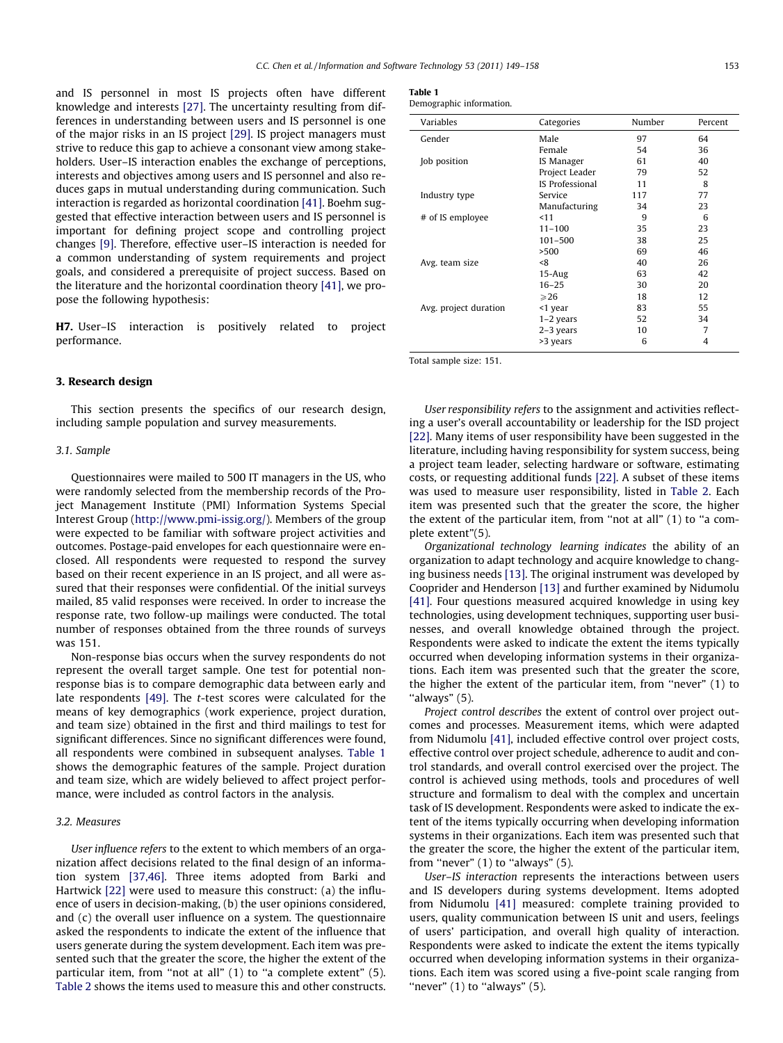and IS personnel in most IS projects often have different knowledge and interests [27]. The uncertainty resulting from differences in understanding between users and IS personnel is one of the major risks in an IS project [29]. IS project managers must strive to reduce this gap to achieve a consonant view among stakeholders. User–IS interaction enables the exchange of perceptions, interests and objectives among users and IS personnel and also reduces gaps in mutual understanding during communication. Such interaction is regarded as horizontal coordination [41]. Boehm suggested that effective interaction between users and IS personnel is important for defining project scope and controlling project changes [9]. Therefore, effective user–IS interaction is needed for a common understanding of system requirements and project goals, and considered a prerequisite of project success. Based on the literature and the horizontal coordination theory [41], we propose the following hypothesis:

**H7.** User–IS interaction is positively related to project performance.

## 3. Research design

This section presents the specifics of our research design, including sample population and survey measurements.

### 3.1. Sample

Questionnaires were mailed to 500 IT managers in the US, who were randomly selected from the membership records of the Project Management Institute (PMI) Information Systems Special Interest Group (http://www.pmi-issig.org/). Members of the group were expected to be familiar with software project activities and outcomes. Postage-paid envelopes for each questionnaire were enclosed. All respondents were requested to respond the survey based on their recent experience in an IS project, and all were assured that their responses were confidential. Of the initial surveys mailed, 85 valid responses were received. In order to increase the response rate, two follow-up mailings were conducted. The total number of responses obtained from the three rounds of surveys was 151.

Non-response bias occurs when the survey respondents do not represent the overall target sample. One test for potential non-response bias is to compare demographic data between early and late respondents [49]. The *t*-test scores were calculated for the means of key demographics (work experience, project duration, and team size) obtained in the first and third mailings to test for significant differences. Since no significant differences were found, all respondents were combined in subsequent analyses. Table 1 shows the demographic features of the sample. Project duration and team size, which are widely believed to affect project performance, were included as control factors in the analysis.

**Table 1**
Demographic information.

| Variables | Categories | Number | Percent |
|---|---|---|---|
| Gender | Male | 97 | 64 |
| | Female | 54 | 36 |
| Job position | IS Manager | 61 | 40 |
| | Project Leader | 79 | 52 |
| | IS Professional | 11 | 8 |
| Industry type | Service | 117 | 77 |
| | Manufacturing | 34 | 23 |
| # of IS employee | <11 | 9 | 6 |
| | 11–100 | 35 | 23 |
| | 101–500 | 38 | 25 |
| | >500 | 69 | 46 |
| Avg. team size | <8 | 40 | 26 |
| | 15-Aug | 63 | 42 |
| | 16–25 | 30 | 20 |
| | ⩾26 | 18 | 12 |
| Avg. project duration | <1 year | 83 | 55 |
| | 1–2 years | 52 | 34 |
| | 2–3 years | 10 | 7 |
| | >3 years | 6 | 4 |

Total sample size: 151.

### 3.2. Measures

*User influence refers* to the extent to which members of an organization affect decisions related to the final design of an information system [37,46]. Three items adopted from Barki and Hartwick [22] were used to measure this construct: (a) the influence of users in decision-making, (b) the user opinions considered, and (c) the overall user influence on a system. The questionnaire asked the respondents to indicate the extent of the influence that users generate during the system development. Each item was presented such that the greater the score, the higher the extent of the particular item, from "not at all" (1) to "a complete extent" (5). Table 2 shows the items used to measure this and other constructs.

*User responsibility refers* to the assignment and activities reflecting a user's overall accountability or leadership for the ISD project [22]. Many items of user responsibility have been suggested in the literature, including having responsibility for system success, being a project team leader, selecting hardware or software, estimating costs, or requesting additional funds [22]. A subset of these items was used to measure user responsibility, listed in Table 2. Each item was presented such that the greater the score, the higher the extent of the particular item, from "not at all" (1) to "a complete extent"(5).

*Organizational technology learning indicates* the ability of an organization to adapt technology and acquire knowledge to changing business needs [13]. The original instrument was developed by Cooprider and Henderson [13] and further examined by Nidumolu [41]. Four questions measured acquired knowledge in using key technologies, using development techniques, supporting user businesses, and overall knowledge obtained through the project. Respondents were asked to indicate the extent the items typically occurred when developing information systems in their organizations. Each item was presented such that the greater the score, the higher the extent of the particular item, from "never" (1) to "always" (5).

*Project control describes* the extent of control over project outcomes and processes. Measurement items, which were adapted from Nidumolu [41], included effective control over project costs, effective control over project schedule, adherence to audit and control standards, and overall control exercised over the project. The control is achieved using methods, tools and procedures of well structure and formalism to deal with the complex and uncertain task of IS development. Respondents were asked to indicate the extent of the items typically occurring when developing information systems in their organizations. Each item was presented such that the greater the score, the higher the extent of the particular item, from "never" (1) to "always" (5).

*User–IS interaction* represents the interactions between users and IS developers during systems development. Items adopted from Nidumolu [41] measured: complete training provided to users, quality communication between IS unit and users, feelings of users' participation, and overall high quality of interaction. Respondents were asked to indicate the extent the items typically occurred when developing information systems in their organizations. Each item was scored using a five-point scale ranging from "never" (1) to "always" (5).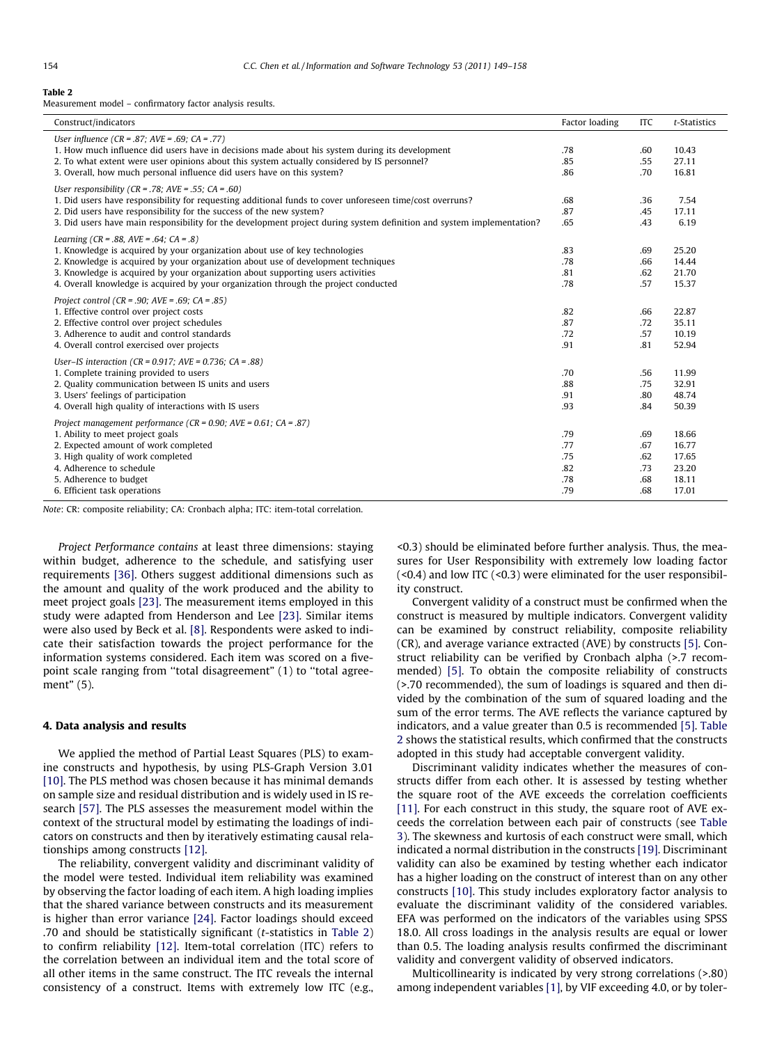**Table 2**
Measurement model – confirmatory factor analysis results.

| Construct/indicators | Factor loading | ITC | *t*-Statistics |
|---|---|---|---|
| *User influence (CR = .87; AVE = .69; CA = .77)* | | | |
| 1. How much influence did users have in decisions made about his system during its development | .78 | .60 | 10.43 |
| 2. To what extent were user opinions about this system actually considered by IS personnel? | .85 | .55 | 27.11 |
| 3. Overall, how much personal influence did users have on this system? | .86 | .70 | 16.81 |
| *User responsibility (CR = .78; AVE = .55; CA = .60)* | | | |
| 1. Did users have responsibility for requesting additional funds to cover unforeseen time/cost overruns? | .68 | .36 | 7.54 |
| 2. Did users have responsibility for the success of the new system? | .87 | .45 | 17.11 |
| 3. Did users have main responsibility for the development project during system definition and system implementation? | .65 | .43 | 6.19 |
| *Learning (CR = .88, AVE = .64; CA = .8)* | | | |
| 1. Knowledge is acquired by your organization about use of key technologies | .83 | .69 | 25.20 |
| 2. Knowledge is acquired by your organization about use of development techniques | .78 | .66 | 14.44 |
| 3. Knowledge is acquired by your organization about supporting users activities | .81 | .62 | 21.70 |
| 4. Overall knowledge is acquired by your organization through the project conducted | .78 | .57 | 15.37 |
| *Project control (CR = .90; AVE = .69; CA = .85)* | | | |
| 1. Effective control over project costs | .82 | .66 | 22.87 |
| 2. Effective control over project schedules | .87 | .72 | 35.11 |
| 3. Adherence to audit and control standards | .72 | .57 | 10.19 |
| 4. Overall control exercised over projects | .91 | .81 | 52.94 |
| *User–IS interaction (CR = 0.917; AVE = 0.736; CA = .88)* | | | |
| 1. Complete training provided to users | .70 | .56 | 11.99 |
| 2. Quality communication between IS units and users | .88 | .75 | 32.91 |
| 3. Users' feelings of participation | .91 | .80 | 48.74 |
| 4. Overall high quality of interactions with IS users | .93 | .84 | 50.39 |
| *Project management performance (CR = 0.90; AVE = 0.61; CA = .87)* | | | |
| 1. Ability to meet project goals | .79 | .69 | 18.66 |
| 2. Expected amount of work completed | .77 | .67 | 16.77 |
| 3. High quality of work completed | .75 | .62 | 17.65 |
| 4. Adherence to schedule | .82 | .73 | 23.20 |
| 5. Adherence to budget | .78 | .68 | 18.11 |
| 6. Efficient task operations | .79 | .68 | 17.01 |

*Note*: CR: composite reliability; CA: Cronbach alpha; ITC: item-total correlation.

*Project Performance contains* at least three dimensions: staying within budget, adherence to the schedule, and satisfying user requirements [36]. Others suggest additional dimensions such as the amount and quality of the work produced and the ability to meet project goals [23]. The measurement items employed in this study were adapted from Henderson and Lee [23]. Similar items were also used by Beck et al. [8]. Respondents were asked to indicate their satisfaction towards the project performance for the information systems considered. Each item was scored on a five-point scale ranging from "total disagreement" (1) to "total agreement" (5).

## 4. Data analysis and results

We applied the method of Partial Least Squares (PLS) to examine constructs and hypothesis, by using PLS-Graph Version 3.01 [10]. The PLS method was chosen because it has minimal demands on sample size and residual distribution and is widely used in IS research [57]. The PLS assesses the measurement model within the context of the structural model by estimating the loadings of indicators on constructs and then by iteratively estimating causal relationships among constructs [12].

The reliability, convergent validity and discriminant validity of the model were tested. Individual item reliability was examined by observing the factor loading of each item. A high loading implies that the shared variance between constructs and its measurement is higher than error variance [24]. Factor loadings should exceed .70 and should be statistically significant (*t*-statistics in Table 2) to confirm reliability [12]. Item-total correlation (ITC) refers to the correlation between an individual item and the total score of all other items in the same construct. The ITC reveals the internal consistency of a construct. Items with extremely low ITC (e.g., <0.3) should be eliminated before further analysis. Thus, the measures for User Responsibility with extremely low loading factor (<0.4) and low ITC (<0.3) were eliminated for the user responsibility construct.

Convergent validity of a construct must be confirmed when the construct is measured by multiple indicators. Convergent validity can be examined by construct reliability, composite reliability (CR), and average variance extracted (AVE) by constructs [5]. Construct reliability can be verified by Cronbach alpha (>.7 recommended) [5]. To obtain the composite reliability of constructs (>.70 recommended), the sum of loadings is squared and then divided by the combination of the sum of squared loading and the sum of the error terms. The AVE reflects the variance captured by indicators, and a value greater than 0.5 is recommended [5]. Table 2 shows the statistical results, which confirmed that the constructs adopted in this study had acceptable convergent validity.

Discriminant validity indicates whether the measures of constructs differ from each other. It is assessed by testing whether the square root of the AVE exceeds the correlation coefficients [11]. For each construct in this study, the square root of AVE exceeds the correlation between each pair of constructs (see Table 3). The skewness and kurtosis of each construct were small, which indicated a normal distribution in the constructs [19]. Discriminant validity can also be examined by testing whether each indicator has a higher loading on the construct of interest than on any other constructs [10]. This study includes exploratory factor analysis to evaluate the discriminant validity of the considered variables. EFA was performed on the indicators of the variables using SPSS 18.0. All cross loadings in the analysis results are equal or lower than 0.5. The loading analysis results confirmed the discriminant validity and convergent validity of observed indicators.

Multicollinearity is indicated by very strong correlations (>.80) among independent variables [1], by VIF exceeding 4.0, or by toler-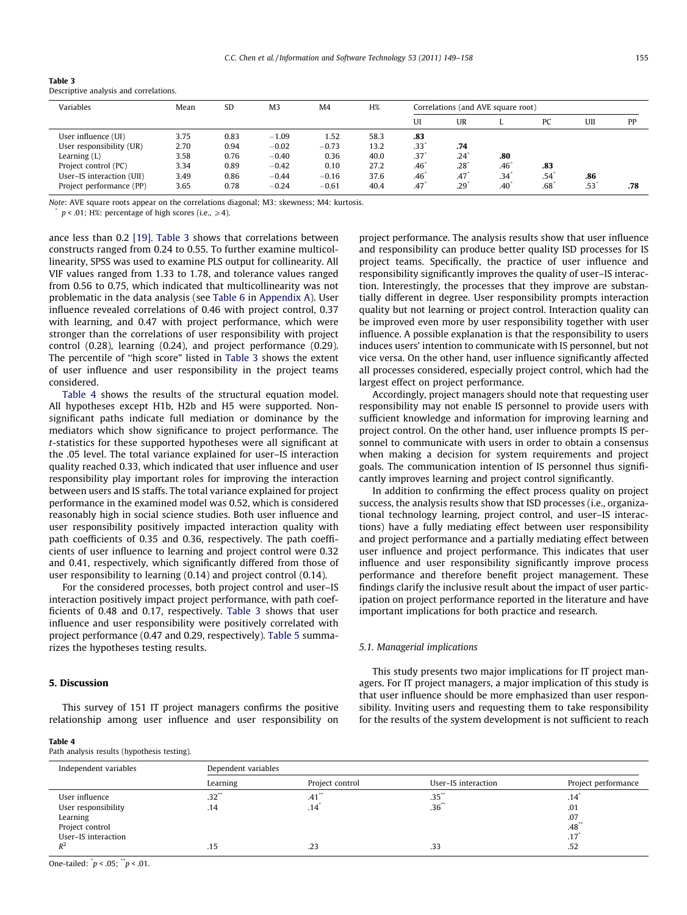**Table 3**
Descriptive analysis and correlations.

| Variables | Mean | SD | M3 | M4 | H% | Correlations (and AVE square root) | | | | | |
|---|---|---|---|---|---|---|---|---|---|---|---|
| | | | | | | UI | UR | L | PC | UII | PP |
| User influence (UI) | 3.75 | 0.83 | −1.09 | 1.52 | 58.3 | **.83** | | | | | |
| User responsibility (UR) | 2.70 | 0.94 | −0.02 | −0.73 | 13.2 | .33* | **.74** | | | | |
| Learning (L) | 3.58 | 0.76 | −0.40 | 0.36 | 40.0 | .37* | .24* | **.80** | | | |
| Project control (PC) | 3.34 | 0.89 | −0.42 | 0.10 | 27.2 | .46* | .28* | .46* | **.83** | | |
| User–IS interaction (UII) | 3.49 | 0.86 | −0.44 | −0.16 | 37.6 | .46* | .47* | .34* | .54* | **.86** | |
| Project performance (PP) | 3.65 | 0.78 | −0.24 | −0.61 | 40.4 | .47* | .29* | .40* | .68* | .53* | **.78** |

*Note*: AVE square roots appear on the correlations diagonal; M3: skewness; M4: kurtosis.
* $p < .01$; H%: percentage of high scores (i.e., $\geqslant 4$).

ance less than 0.2 [19]. Table 3 shows that correlations between constructs ranged from 0.24 to 0.55. To further examine multicollinearity, SPSS was used to examine PLS output for collinearity. All VIF values ranged from 1.33 to 1.78, and tolerance values ranged from 0.56 to 0.75, which indicated that multicollinearity was not problematic in the data analysis (see Table 6 in Appendix A). User influence revealed correlations of 0.46 with project control, 0.37 with learning, and 0.47 with project performance, which were stronger than the correlations of user responsibility with project control (0.28), learning (0.24), and project performance (0.29). The percentile of "high score" listed in Table 3 shows the extent of user influence and user responsibility in the project teams considered.

Table 4 shows the results of the structural equation model. All hypotheses except H1b, H2b and H5 were supported. Non-significant paths indicate full mediation or dominance by the mediators which show significance to project performance. The *t*-statistics for these supported hypotheses were all significant at the .05 level. The total variance explained for user–IS interaction quality reached 0.33, which indicated that user influence and user responsibility play important roles for improving the interaction between users and IS staffs. The total variance explained for project performance in the examined model was 0.52, which is considered reasonably high in social science studies. Both user influence and user responsibility positively impacted interaction quality with path coefficients of 0.35 and 0.36, respectively. The path coefficients of user influence to learning and project control were 0.32 and 0.41, respectively, which significantly differed from those of user responsibility to learning (0.14) and project control (0.14).

For the considered processes, both project control and user–IS interaction positively impact project performance, with path coefficients of 0.48 and 0.17, respectively. Table 3 shows that user influence and user responsibility were positively correlated with project performance (0.47 and 0.29, respectively). Table 5 summarizes the hypotheses testing results.

## 5. Discussion

This survey of 151 IT project managers confirms the positive relationship among user influence and user responsibility on project performance. The analysis results show that user influence and responsibility can produce better quality ISD processes for IS project teams. Specifically, the practice of user influence and responsibility significantly improves the quality of user–IS interaction. Interestingly, the processes that they improve are substantially different in degree. User responsibility prompts interaction quality but not learning or project control. Interaction quality can be improved even more by user responsibility together with user influence. A possible explanation is that the responsibility to users induces users' intention to communicate with IS personnel, but not vice versa. On the other hand, user influence significantly affected all processes considered, especially project control, which had the largest effect on project performance.

Accordingly, project managers should note that requesting user responsibility may not enable IS personnel to provide users with sufficient knowledge and information for improving learning and project control. On the other hand, user influence prompts IS personnel to communicate with users in order to obtain a consensus when making a decision for system requirements and project goals. The communication intention of IS personnel thus significantly improves learning and project control significantly.

In addition to confirming the effect process quality on project success, the analysis results show that ISD processes (i.e., organizational technology learning, project control, and user–IS interactions) have a fully mediating effect between user responsibility and project performance and a partially mediating effect between user influence and project performance. This indicates that user influence and user responsibility significantly improve process performance and therefore benefit project management. These findings clarify the inclusive result about the impact of user participation on project performance reported in the literature and have important implications for both practice and research.

### 5.1. Managerial implications

This study presents two major implications for IT project managers. For IT project managers, a major implication of this study is that user influence should be more emphasized than user responsibility. Inviting users and requesting them to take responsibility for the results of the system development is not sufficient to reach

**Table 4**
Path analysis results (hypothesis testing).

| Independent variables | Dependent variables | | | |
|---|---|---|---|---|
| | Learning | Project control | User–IS interaction | Project performance |
| User influence | .32** | .41** | .35** | .14* |
| User responsibility | .14 | .14* | .36** | .01 |
| Learning | | | | .07 |
| Project control | | | | .48** |
| User–IS interaction | | | | .17* |
| $R^2$ | .15 | .23 | .33 | .52 |

One-tailed: * $p < .05$; ** $p < .01$.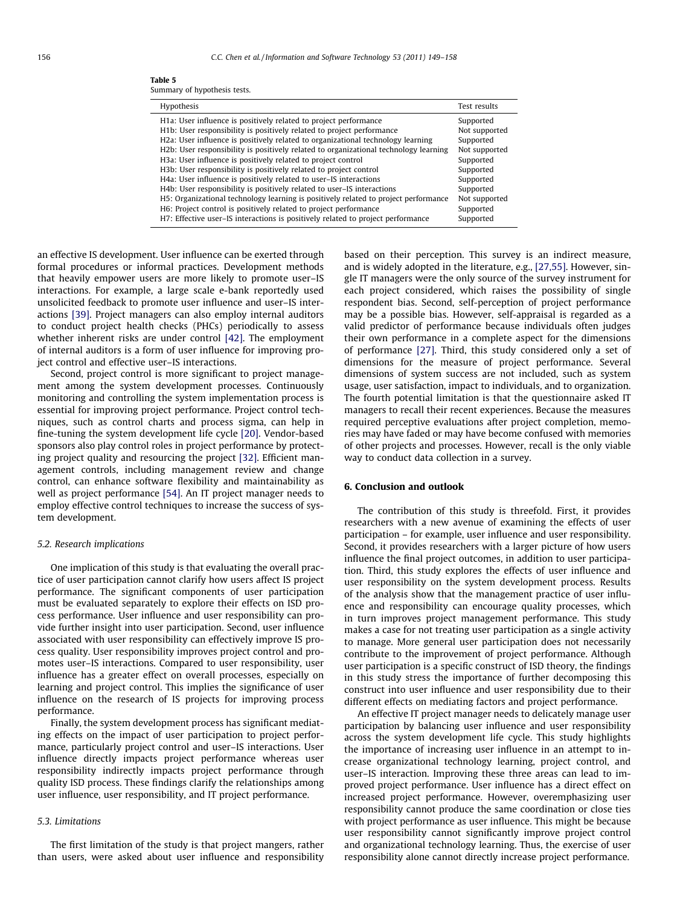Table 5
Summary of hypothesis tests.

| Hypothesis | Test results |
| --- | --- |
| H1a: User influence is positively related to project performance | Supported |
| H1b: User responsibility is positively related to project performance | Not supported |
| H2a: User influence is positively related to organizational technology learning | Supported |
| H2b: User responsibility is positively related to organizational technology learning | Not supported |
| H3a: User influence is positively related to project control | Supported |
| H3b: User responsibility is positively related to project control | Supported |
| H4a: User influence is positively related to user–IS interactions | Supported |
| H4b: User responsibility is positively related to user–IS interactions | Supported |
| H5: Organizational technology learning is positively related to project performance | Not supported |
| H6: Project control is positively related to project performance | Supported |
| H7: Effective user–IS interactions is positively related to project performance | Supported |

an effective IS development. User influence can be exerted through formal procedures or informal practices. Development methods that heavily empower users are more likely to promote user–IS interactions. For example, a large scale e-bank reportedly used unsolicited feedback to promote user influence and user–IS interactions [39]. Project managers can also employ internal auditors to conduct project health checks (PHCs) periodically to assess whether inherent risks are under control [42]. The employment of internal auditors is a form of user influence for improving project control and effective user–IS interactions.

Second, project control is more significant to project management among the system development processes. Continuously monitoring and controlling the system implementation process is essential for improving project performance. Project control techniques, such as control charts and process sigma, can help in fine-tuning the system development life cycle [20]. Vendor-based sponsors also play control roles in project performance by protecting project quality and resourcing the project [32]. Efficient management controls, including management review and change control, can enhance software flexibility and maintainability as well as project performance [54]. An IT project manager needs to employ effective control techniques to increase the success of system development.

### 5.2. Research implications

One implication of this study is that evaluating the overall practice of user participation cannot clarify how users affect IS project performance. The significant components of user participation must be evaluated separately to explore their effects on ISD process performance. User influence and user responsibility can provide further insight into user participation. Second, user influence associated with user responsibility can effectively improve IS process quality. User responsibility improves project control and promotes user–IS interactions. Compared to user responsibility, user influence has a greater effect on overall processes, especially on learning and project control. This implies the significance of user influence on the research of IS projects for improving process performance.

Finally, the system development process has significant mediating effects on the impact of user participation to project performance, particularly project control and user–IS interactions. User influence directly impacts project performance whereas user responsibility indirectly impacts project performance through quality ISD process. These findings clarify the relationships among user influence, user responsibility, and IT project performance.

### 5.3. Limitations

The first limitation of the study is that project mangers, rather than users, were asked about user influence and responsibility based on their perception. This survey is an indirect measure, and is widely adopted in the literature, e.g., [27,55]. However, single IT managers were the only source of the survey instrument for each project considered, which raises the possibility of single respondent bias. Second, self-perception of project performance may be a possible bias. However, self-appraisal is regarded as a valid predictor of performance because individuals often judges their own performance in a complete aspect for the dimensions of performance [27]. Third, this study considered only a set of dimensions for the measure of project performance. Several dimensions of system success are not included, such as system usage, user satisfaction, impact to individuals, and to organization. The fourth potential limitation is that the questionnaire asked IT managers to recall their recent experiences. Because the measures required perceptive evaluations after project completion, memories may have faded or may have become confused with memories of other projects and processes. However, recall is the only viable way to conduct data collection in a survey.

## 6. Conclusion and outlook

The contribution of this study is threefold. First, it provides researchers with a new avenue of examining the effects of user participation – for example, user influence and user responsibility. Second, it provides researchers with a larger picture of how users influence the final project outcomes, in addition to user participation. Third, this study explores the effects of user influence and user responsibility on the system development process. Results of the analysis show that the management practice of user influence and responsibility can encourage quality processes, which in turn improves project management performance. This study makes a case for not treating user participation as a single activity to manage. More general user participation does not necessarily contribute to the improvement of project performance. Although user participation is a specific construct of ISD theory, the findings in this study stress the importance of further decomposing this construct into user influence and user responsibility due to their different effects on mediating factors and project performance.

An effective IT project manager needs to delicately manage user participation by balancing user influence and user responsibility across the system development life cycle. This study highlights the importance of increasing user influence in an attempt to increase organizational technology learning, project control, and user–IS interaction. Improving these three areas can lead to improved project performance. User influence has a direct effect on increased project performance. However, overemphasizing user responsibility cannot produce the same coordination or close ties with project performance as user influence. This might be because user responsibility cannot significantly improve project control and organizational technology learning. Thus, the exercise of user responsibility alone cannot directly increase project performance.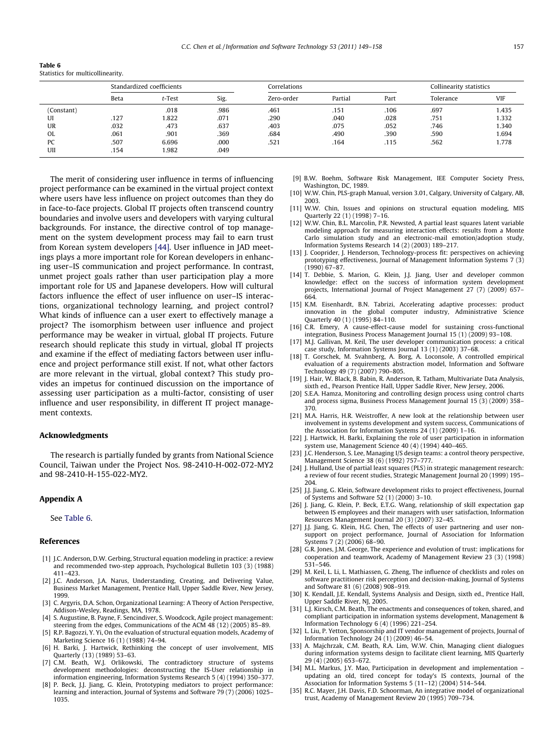**Table 6**
Statistics for multicollinearity.

| | Standardized coefficients | | | Correlations | | | Collinearity statistics | |
|---|---|---|---|---|---|---|---|---|
| | Beta | t-Test | Sig. | Zero-order | Partial | Part | Tolerance | VIF |
| (Constant) | | .018 | .986 | .461 | .151 | .106 | .697 | 1.435 |
| UI | .127 | 1.822 | .071 | .290 | .040 | .028 | .751 | 1.332 |
| UR | .032 | .473 | .637 | .403 | .075 | .052 | .746 | 1.340 |
| OL | .061 | .901 | .369 | .684 | .490 | .390 | .590 | 1.694 |
| PC | .507 | 6.696 | .000 | .521 | .164 | .115 | .562 | 1.778 |
| UII | .154 | 1.982 | .049 | | | | | |

The merit of considering user influence in terms of influencing project performance can be examined in the virtual project context where users have less influence on project outcomes than they do in face-to-face projects. Global IT projects often transcend country boundaries and involve users and developers with varying cultural backgrounds. For instance, the directive control of top management on the system development process may fail to earn trust from Korean system developers [44]. User influence in JAD meetings plays a more important role for Korean developers in enhancing user–IS communication and project performance. In contrast, unmet project goals rather than user participation play a more important role for US and Japanese developers. How will cultural factors influence the effect of user influence on user–IS interactions, organizational technology learning, and project control? What kinds of influence can a user exert to effectively manage a project? The isomorphism between user influence and project performance may be weaker in virtual, global IT projects. Future research should replicate this study in virtual, global IT projects and examine if the effect of mediating factors between user influence and project performance still exist. If not, what other factors are more relevant in the virtual, global context? This study provides an impetus for continued discussion on the importance of assessing user participation as a multi-factor, consisting of user influence and user responsibility, in different IT project management contexts.

## Acknowledgments

The research is partially funded by grants from National Science Council, Taiwan under the Project Nos. 98-2410-H-002-072-MY2 and 98-2410-H-155-022-MY2.

## Appendix A

See Table 6.

## References

[1] J.C. Anderson, D.W. Gerbing, Structural equation modeling in practice: a review and recommended two-step approach, Psychological Bulletin 103 (3) (1988) 411–423.
[2] J.C. Anderson, J.A. Narus, Understanding, Creating, and Delivering Value, Business Market Management, Prentice Hall, Upper Saddle River, New Jersey, 1999.
[3] C. Argyris, D.A. Schon, Organizational Learning: A Theory of Action Perspective, Addison-Wesley, Readings, MA, 1978.
[4] S. Augustine, B. Payne, F. Sencindiver, S. Woodcock, Agile project management: steering from the edges, Communications of the ACM 48 (12) (2005) 85–89.
[5] R.P. Bagozzi, Y. Yi, On the evaluation of structural equation models, Academy of Marketing Science 16 (1) (1988) 74–94.
[6] H. Barki, J. Hartwick, Rethinking the concept of user involvement, MIS Quarterly (13) (1989) 53–63.
[7] C.M. Beath, W.J. Orlikowski, The contradictory structure of systems development methodologies: deconstructing the IS-User relationship in information engineering, Information Systems Research 5 (4) (1994) 350–377.
[8] P. Beck, J.J. Jiang, G. Klein, Prototyping mediators to project performance: learning and interaction, Journal of Systems and Software 79 (7) (2006) 1025–1035.
[9] B.W. Boehm, Software Risk Management, IEE Computer Society Press, Washington, DC, 1989.
[10] W.W. Chin, PLS-graph Manual, version 3.01, Calgary, University of Calgary, AB, 2003.
[11] W.W. Chin, Issues and opinions on structural equation modeling, MIS Quarterly 22 (1) (1998) 7–16.
[12] W.W. Chin, B.L. Marcolin, P.R. Newsted, A partial least squares latent variable modeling approach for measuring interaction effects: results from a Monte Carlo simulation study and an electronic-mail emotion/adoption study, Information Systems Research 14 (2) (2003) 189–217.
[13] J. Cooprider, J. Henderson, Technology-process fit: perspectives on achieving prototyping effectiveness, Journal of Management Information Systems 7 (3) (1990) 67–87.
[14] T. Debbie, S. Marion, G. Klein, J.J. Jiang, User and developer common knowledge: effect on the success of information system development projects, International Journal of Project Management 27 (7) (2009) 657–664.
[15] K.M. Eisenhardt, B.N. Tabrizi, Accelerating adaptive processes: product innovation in the global computer industry, Administrative Science Quarterly 40 (1) (1995) 84–110.
[16] C.R. Emery, A cause-effect-cause model for sustaining cross-functional integration, Business Process Management Journal 15 (1) (2009) 93–108.
[17] M.J. Gallivan, M. Keil, The user developer communication process: a critical case study, Information Systems Journal 13 (1) (2003) 37–68.
[18] T. Gorschek, M. Svahnberg, A. Borg, A. Loconsole, A controlled empirical evaluation of a requirements abstraction model, Information and Software Technology 49 (7) (2007) 790–805.
[19] J. Hair, W. Black, B. Babin, R. Anderson, R. Tatham, Multivariate Data Analysis, sixth ed., Pearson Prentice Hall, Upper Saddle River, New Jersey, 2006.
[20] S.E.A. Hamza, Monitoring and controlling design process using control charts and process sigma, Business Process Management Journal 15 (3) (2009) 358–370.
[21] M.A. Harris, H.R. Weistroffer, A new look at the relationship between user involvement in systems development and system success, Communications of the Association for Information Systems 24 (1) (2009) 1–16.
[22] J. Hartwick, H. Barki, Explaining the role of user participation in information system use, Management Science 40 (4) (1994) 440–465.
[23] J.C. Henderson, S. Lee, Managing I/S design teams: a control theory perspective, Management Science 38 (6) (1992) 757–777.
[24] J. Hulland, Use of partial least squares (PLS) in strategic management research: a review of four recent studies, Strategic Management Journal 20 (1999) 195–204.
[25] J.J. Jiang, G. Klein, Software development risks to project effectiveness, Journal of Systems and Software 52 (1) (2000) 3–10.
[26] J. Jiang, G. Klein, P. Beck, E.T.G. Wang, relationship of skill expectation gap between IS employees and their managers with user satisfaction, Information Resources Management Journal 20 (3) (2007) 32–45.
[27] J.J. Jiang, G. Klein, H.G. Chen, The effects of user partnering and user non-support on project performance, Journal of Association for Information Systems 7 (2) (2006) 68–90.
[28] G.R. Jones, J.M. George, The experience and evolution of trust: implications for cooperation and teamwork, Academy of Management Review 23 (3) (1998) 531–546.
[29] M. Keil, L. Li, L. Mathiassen, G. Zheng, The influence of checklists and roles on software practitioner risk perception and decision-making, Journal of Systems and Software 81 (6) (2008) 908–919.
[30] K. Kendall, J.E. Kendall, Systems Analysis and Design, sixth ed., Prentice Hall, Upper Saddle River, NJ, 2005.
[31] L.J. Kirsch, C.M. Beath, The enactments and consequences of token, shared, and compliant participation in information systems development, Management & Information Technology 6 (4) (1996) 221–254.
[32] L. Liu, P. Yetton, Sponsorship and IT vendor management of projects, Journal of Information Technology 24 (1) (2009) 46–54.
[33] A. Majchrzak, C.M. Beath, R.A. Lim, W.W. Chin, Managing client dialogues during information systems design to facilitate client learning, MIS Quarterly 29 (4) (2005) 653–672.
[34] M.L. Markus, J.Y. Mao, Participation in development and implementation – updating an old, tired concept for today's IS contexts, Journal of the Association for Information Systems 5 (11–12) (2004) 514–544.
[35] R.C. Mayer, J.H. Davis, F.D. Schoorman, An integrative model of organizational trust, Academy of Management Review 20 (1995) 709–734.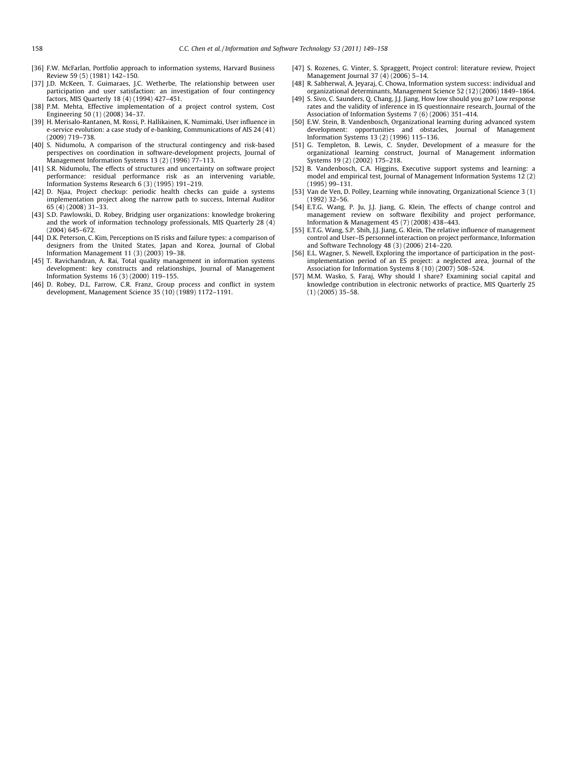[36] F.W. McFarlan, Portfolio approach to information systems, Harvard Business Review 59 (5) (1981) 142–150.

[37] J.D. McKeen, T. Guimaraes, J.C. Wetherbe, The relationship between user participation and user satisfaction: an investigation of four contingency factors, MIS Quarterly 18 (4) (1994) 427–451.

[38] P.M. Mehta, Effective implementation of a project control system, Cost Engineering 50 (1) (2008) 34–37.

[39] H. Merisalo-Rantanen, M. Rossi, P. Hallikainen, K. Numimaki, User influence in e-service evolution: a case study of e-banking, Communications of AIS 24 (41) (2009) 719–738.

[40] S. Nidumolu, A comparison of the structural contingency and risk-based perspectives on coordination in software-development projects, Journal of Management Information Systems 13 (2) (1996) 77–113.

[41] S.R. Nidumolu, The effects of structures and uncertainty on software project performance: residual performance risk as an intervening variable, Information Systems Research 6 (3) (1995) 191–219.

[42] D. Njaa, Project checkup: periodic health checks can guide a systems implementation project along the narrow path to success, Internal Auditor 65 (4) (2008) 31–33.

[43] S.D. Pawlowski, D. Robey, Bridging user organizations: knowledge brokering and the work of information technology professionals, MIS Quarterly 28 (4) (2004) 645–672.

[44] D.K. Peterson, C. Kim, Perceptions on IS risks and failure types: a comparison of designers from the United States, Japan and Korea, Journal of Global Information Management 11 (3) (2003) 19–38.

[45] T. Ravichandran, A. Rai, Total quality management in information systems development: key constructs and relationships, Journal of Management Information Systems 16 (3) (2000) 119–155.

[46] D. Robey, D.L. Farrow, C.R. Franz, Group process and conflict in system development, Management Science 35 (10) (1989) 1172–1191.

[47] S. Rozenes, G. Vinter, S. Spraggett, Project control: literature review, Project Management Journal 37 (4) (2006) 5–14.

[48] R. Sabherwal, A. Jeyaraj, C. Chowa, Information system success: individual and organizational determinants, Management Science 52 (12) (2006) 1849–1864.

[49] S. Sivo, C. Saunders, Q. Chang, J.J. Jiang, How low should you go? Low response rates and the validity of inference in IS questionnaire research, Journal of the Association of Information Systems 7 (6) (2006) 351–414.

[50] E.W. Stein, B. Vandenbosch, Organizational learning during advanced system development: opportunities and obstacles, Journal of Management Information Systems 13 (2) (1996) 115–136.

[51] G. Templeton, B. Lewis, C. Snyder, Development of a measure for the organizational learning construct, Journal of Management information Systems 19 (2) (2002) 175–218.

[52] B. Vandenbosch, C.A. Higgins, Executive support systems and learning: a model and empirical test, Journal of Management Information Systems 12 (2) (1995) 99–131.

[53] Van de Ven, D. Polley, Learning while innovating, Organizational Science 3 (1) (1992) 32–56.

[54] E.T.G. Wang, P. Ju, J.J. Jiang, G. Klein, The effects of change control and management review on software flexibility and project performance, Information & Management 45 (7) (2008) 438–443.

[55] E.T.G. Wang, S.P. Shih, J.J. Jiang, G. Klein, The relative influence of management control and User–IS personnel interaction on project performance, Information and Software Technology 48 (3) (2006) 214–220.

[56] E.L. Wagner, S. Newell, Exploring the importance of participation in the post-implementation period of an ES project: a neglected area, Journal of the Association for Information Systems 8 (10) (2007) 508–524.

[57] M.M. Wasko, S. Faraj, Why should I share? Examining social capital and knowledge contribution in electronic networks of practice, MIS Quarterly 25 (1) (2005) 35–58.